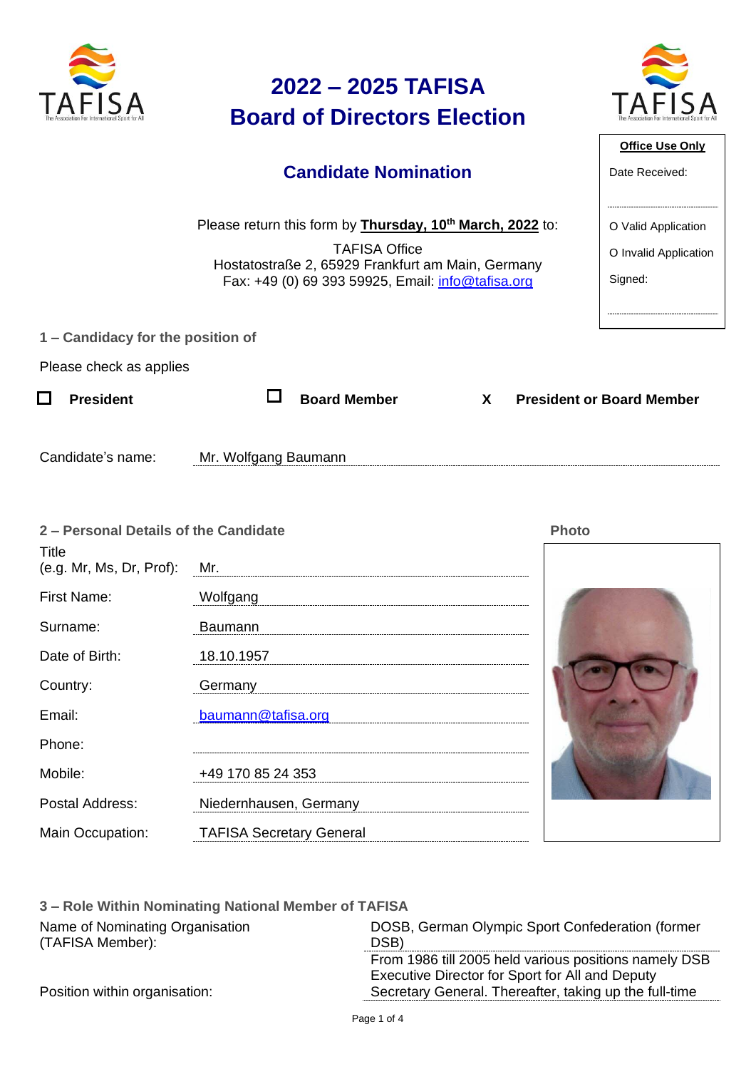# 2022 – 2025 TAFISA Board of Directors Election

## Candidate Nomination

| Office Use Only |
|---|
| Date Received: |
| O Valid Application |
| O Invalid Application |
| Signed: |

Please return this form by **Thursday, 10th March, 2022** to:

TAFISA Office
Hostatostraße 2, 65929 Frankfurt am Main, Germany
Fax: +49 (0) 69 393 59925, Email: info@tafisa.org

### 1 – Candidacy for the position of

Please check as applies

☐ **President** ☐ **Board Member** X **President or Board Member**

Candidate's name: Mr. Wolfgang Baumann

### 2 – Personal Details of the Candidate

Photo

| | |
|---|---|
| Title (e.g. Mr, Ms, Dr, Prof): | Mr. |
| First Name: | Wolfgang |
| Surname: | Baumann |
| Date of Birth: | 18.10.1957 |
| Country: | Germany |
| Email: | baumann@tafisa.org |
| Phone: | |
| Mobile: | +49 170 85 24 353 |
| Postal Address: | Niedernhausen, Germany |
| Main Occupation: | TAFISA Secretary General |

### 3 – Role Within Nominating National Member of TAFISA

| | |
|---|---|
| Name of Nominating Organisation (TAFISA Member): | DOSB, German Olympic Sport Confederation (former DSB) |
| Position within organisation: | From 1986 till 2005 held various positions namely DSB Executive Director for Sport for All and Deputy Secretary General. Thereafter, taking up the full-time |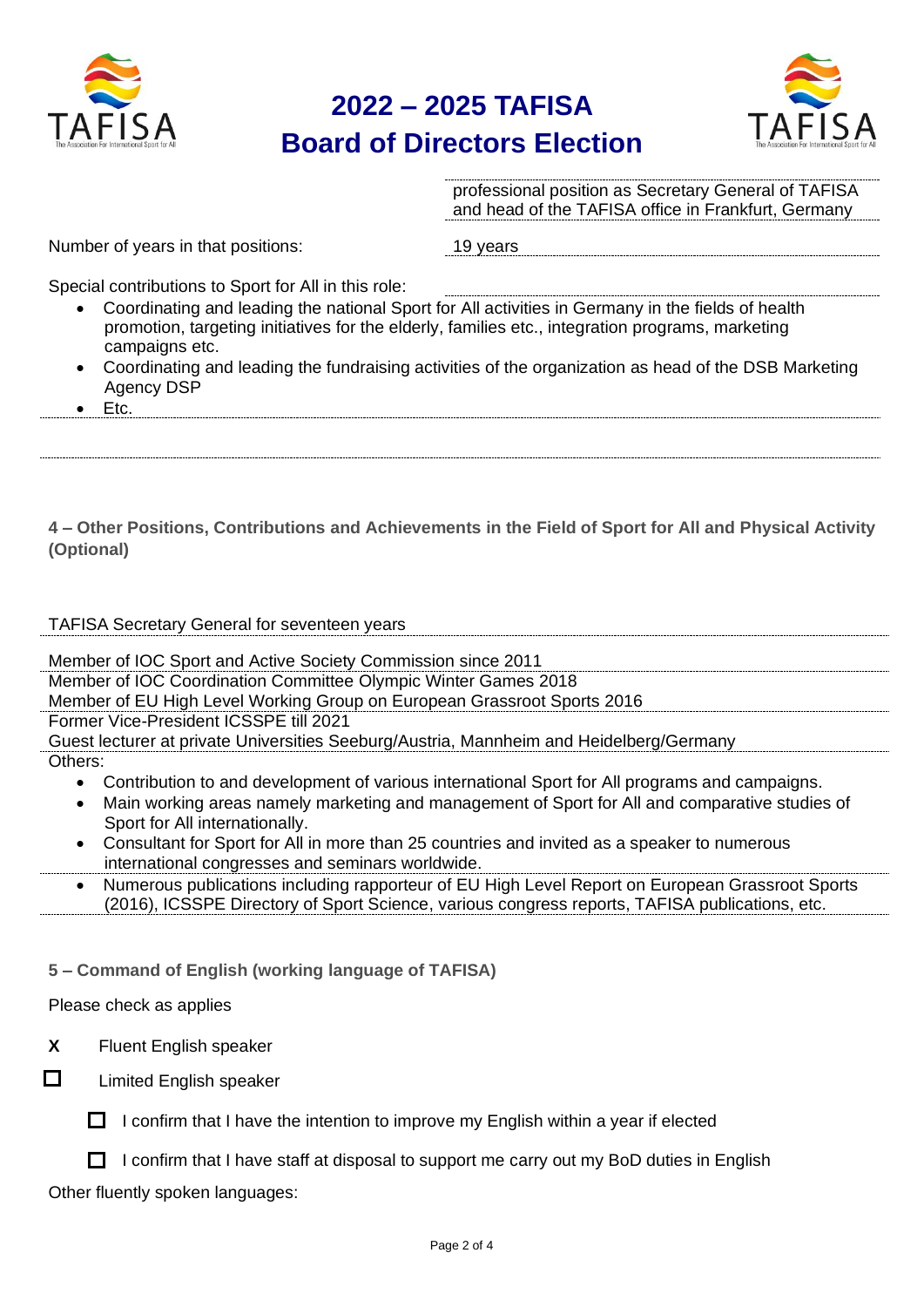professional position as Secretary General of TAFISA and head of the TAFISA office in Frankfurt, Germany

Number of years in that positions: 19 years

Special contributions to Sport for All in this role:

- Coordinating and leading the national Sport for All activities in Germany in the fields of health promotion, targeting initiatives for the elderly, families etc., integration programs, marketing campaigns etc.
- Coordinating and leading the fundraising activities of the organization as head of the DSB Marketing Agency DSP
- Etc.

**4 – Other Positions, Contributions and Achievements in the Field of Sport for All and Physical Activity (Optional)**

TAFISA Secretary General for seventeen years

Member of IOC Sport and Active Society Commission since 2011
Member of IOC Coordination Committee Olympic Winter Games 2018
Member of EU High Level Working Group on European Grassroot Sports 2016
Former Vice-President ICSSPE till 2021
Guest lecturer at private Universities Seeburg/Austria, Mannheim and Heidelberg/Germany
Others:

- Contribution to and development of various international Sport for All programs and campaigns.
- Main working areas namely marketing and management of Sport for All and comparative studies of Sport for All internationally.
- Consultant for Sport for All in more than 25 countries and invited as a speaker to numerous international congresses and seminars worldwide.
- Numerous publications including rapporteur of EU High Level Report on European Grassroot Sports (2016), ICSSPE Directory of Sport Science, various congress reports, TAFISA publications, etc.

**5 – Command of English (working language of TAFISA)**

Please check as applies

X Fluent English speaker

☐ Limited English speaker

- ☐ I confirm that I have the intention to improve my English within a year if elected
- ☐ I confirm that I have staff at disposal to support me carry out my BoD duties in English

Other fluently spoken languages: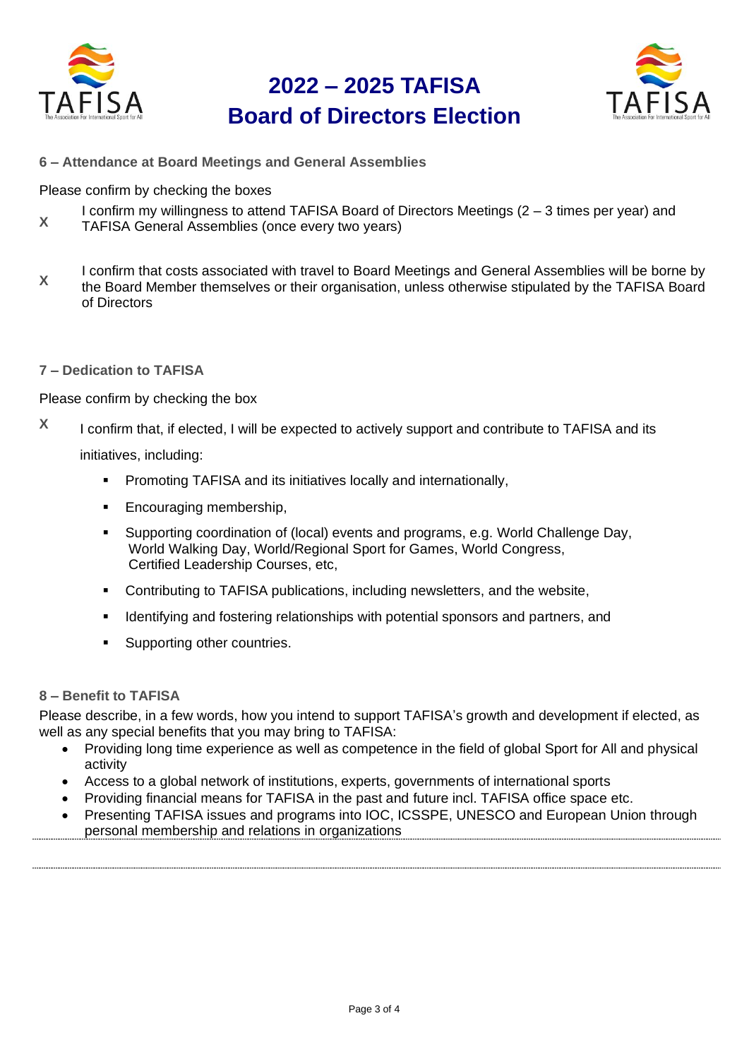# 2022 – 2025 TAFISA Board of Directors Election

### 6 – Attendance at Board Meetings and General Assemblies

Please confirm by checking the boxes

X I confirm my willingness to attend TAFISA Board of Directors Meetings (2 – 3 times per year) and TAFISA General Assemblies (once every two years)

X I confirm that costs associated with travel to Board Meetings and General Assemblies will be borne by the Board Member themselves or their organisation, unless otherwise stipulated by the TAFISA Board of Directors

### 7 – Dedication to TAFISA

Please confirm by checking the box

X I confirm that, if elected, I will be expected to actively support and contribute to TAFISA and its initiatives, including:

- Promoting TAFISA and its initiatives locally and internationally,
- Encouraging membership,
- Supporting coordination of (local) events and programs, e.g. World Challenge Day, World Walking Day, World/Regional Sport for Games, World Congress, Certified Leadership Courses, etc,
- Contributing to TAFISA publications, including newsletters, and the website,
- Identifying and fostering relationships with potential sponsors and partners, and
- Supporting other countries.

### 8 – Benefit to TAFISA

Please describe, in a few words, how you intend to support TAFISA's growth and development if elected, as well as any special benefits that you may bring to TAFISA:

- Providing long time experience as well as competence in the field of global Sport for All and physical activity
- Access to a global network of institutions, experts, governments of international sports
- Providing financial means for TAFISA in the past and future incl. TAFISA office space etc.
- Presenting TAFISA issues and programs into IOC, ICSSPE, UNESCO and European Union through personal membership and relations in organizations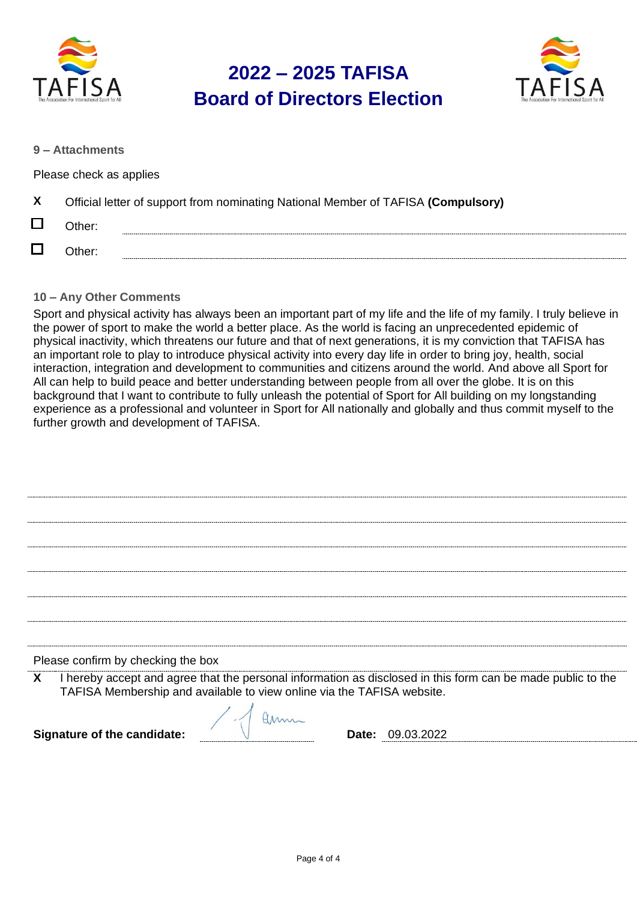# 2022 – 2025 TAFISA Board of Directors Election

### 9 – Attachments

Please check as applies

- X Official letter of support from nominating National Member of TAFISA **(Compulsory)**
- ☐ Other:
- ☐ Other:

### 10 – Any Other Comments

Sport and physical activity has always been an important part of my life and the life of my family. I truly believe in the power of sport to make the world a better place. As the world is facing an unprecedented epidemic of physical inactivity, which threatens our future and that of next generations, it is my conviction that TAFISA has an important role to play to introduce physical activity into every day life in order to bring joy, health, social interaction, integration and development to communities and citizens around the world. And above all Sport for All can help to build peace and better understanding between people from all over the globe. It is on this background that I want to contribute to fully unleash the potential of Sport for All building on my longstanding experience as a professional and volunteer in Sport for All nationally and globally and thus commit myself to the further growth and development of TAFISA.

Please confirm by checking the box

X I hereby accept and agree that the personal information as disclosed in this form can be made public to the TAFISA Membership and available to view online via the TAFISA website.

**Signature of the candidate:** [signature] **Date:** 09.03.2022